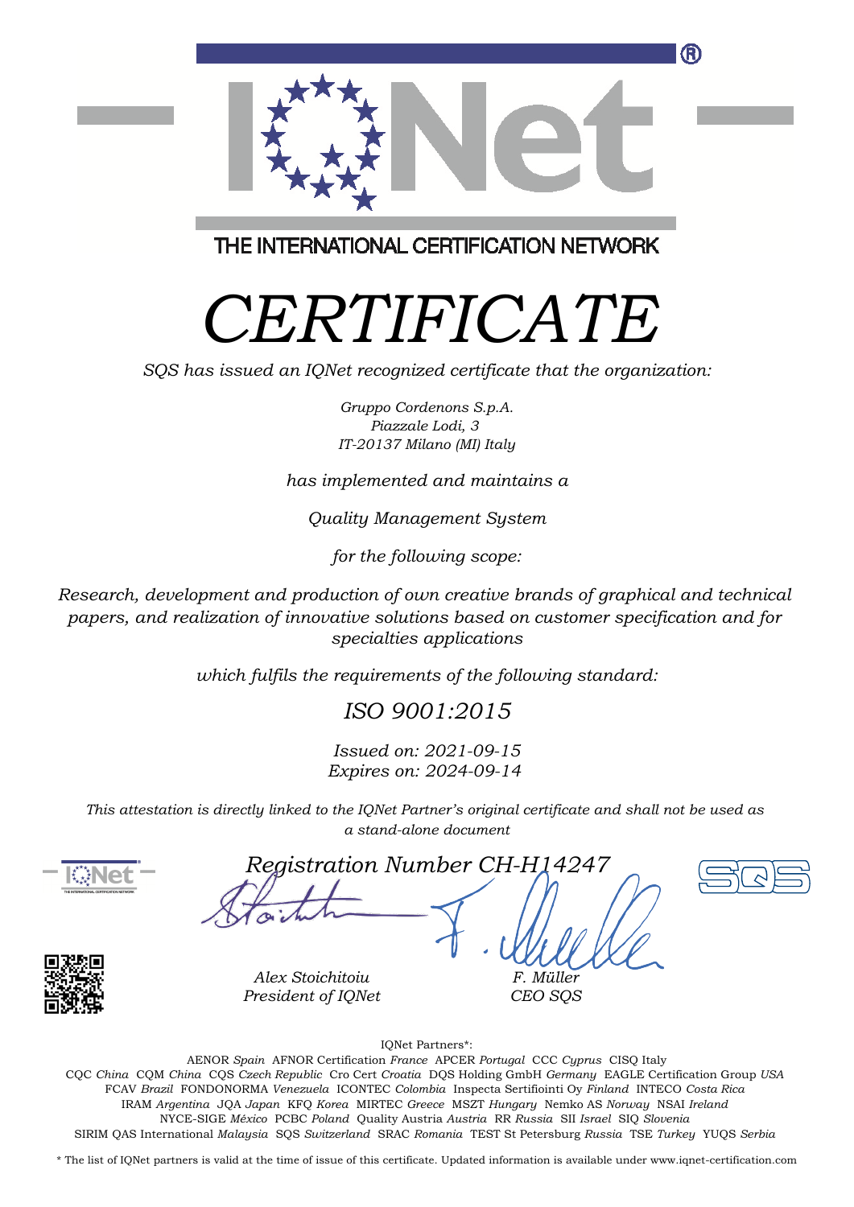THE INTERNATIONAL CERTIFICATION NETWORK

# *CERTIFICATE*

*SQS has issued an IQNet recognized certificate that the organization:*

*Gruppo Cordenons S.p.A.*
*Piazzale Lodi, 3*
*IT-20137 Milano (MI) Italy*

*has implemented and maintains a*

*Quality Management System*

*for the following scope:*

*Research, development and production of own creative brands of graphical and technical papers, and realization of innovative solutions based on customer specification and for specialties applications*

*which fulfils the requirements of the following standard:*

*ISO 9001:2015*

*Issued on: 2021-09-15*
*Expires on: 2024-09-14*

*This attestation is directly linked to the IQNet Partner's original certificate and shall not be used as a stand-alone document*

*Registration Number CH-H14247*

*Alex Stoichitoiu*
*President of IQNet*

*F. Müller*
*CEO SQS*

IQNet Partners*:

AENOR *Spain* AFNOR Certification *France* APCER *Portugal* CCC *Cyprus* CISQ Italy
CQC *China* CQM *China* CQS *Czech Republic* Cro Cert *Croatia* DQS Holding GmbH *Germany* EAGLE Certification Group *USA*
FCAV *Brazil* FONDONORMA *Venezuela* ICONTEC *Colombia* Inspecta Sertifiointi Oy *Finland* INTECO *Costa Rica*
IRAM *Argentina* JQA *Japan* KFQ *Korea* MIRTEC *Greece* MSZT *Hungary* Nemko AS *Norway* NSAI *Ireland*
NYCE-SIGE *México* PCBC *Poland* Quality Austria *Austria* RR *Russia* SII *Israel* SIQ *Slovenia*
SIRIM QAS International *Malaysia* SQS *Switzerland* SRAC *Romania* TEST St Petersburg *Russia* TSE *Turkey* YUQS *Serbia*

\* The list of IQNet partners is valid at the time of issue of this certificate. Updated information is available under www.iqnet-certification.com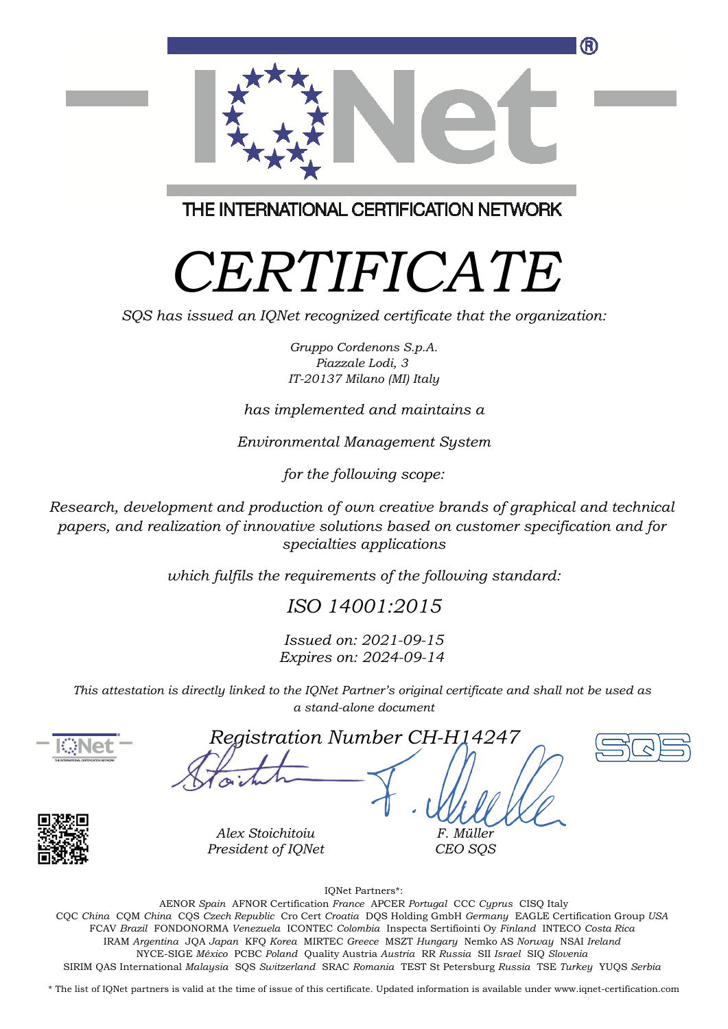THE INTERNATIONAL CERTIFICATION NETWORK

# *CERTIFICATE*

*SQS has issued an IQNet recognized certificate that the organization:*

*Gruppo Cordenons S.p.A.*
*Piazzale Lodi, 3*
*IT-20137 Milano (MI) Italy*

*has implemented and maintains a*

*Environmental Management System*

*for the following scope:*

*Research, development and production of own creative brands of graphical and technical papers, and realization of innovative solutions based on customer specification and for specialties applications*

*which fulfils the requirements of the following standard:*

## *ISO 14001:2015*

*Issued on: 2021-09-15*
*Expires on: 2024-09-14*

*This attestation is directly linked to the IQNet Partner's original certificate and shall not be used as a stand-alone document*

*Registration Number CH-H14247*

*Alex Stoichitoiu*
*President of IQNet*

*F. Müller*
*CEO SQS*

IQNet Partners*:

AENOR *Spain* AFNOR Certification *France* APCER *Portugal* CCC *Cyprus* CISQ Italy
CQC *China* CQM *China* CQS *Czech Republic* Cro Cert *Croatia* DQS Holding GmbH *Germany* EAGLE Certification Group *USA*
FCAV *Brazil* FONDONORMA *Venezuela* ICONTEC *Colombia* Inspecta Sertifiointi Oy *Finland* INTECO *Costa Rica*
IRAM *Argentina* JQA *Japan* KFQ *Korea* MIRTEC *Greece* MSZT *Hungary* Nemko AS *Norway* NSAI *Ireland*
NYCE-SIGE *México* PCBC *Poland* Quality Austria *Austria* RR *Russia* SII *Israel* SIQ *Slovenia*
SIRIM QAS International *Malaysia* SQS *Switzerland* SRAC *Romania* TEST St Petersburg *Russia* TSE *Turkey* YUQS *Serbia*

* The list of IQNet partners is valid at the time of issue of this certificate. Updated information is available under www.iqnet-certification.com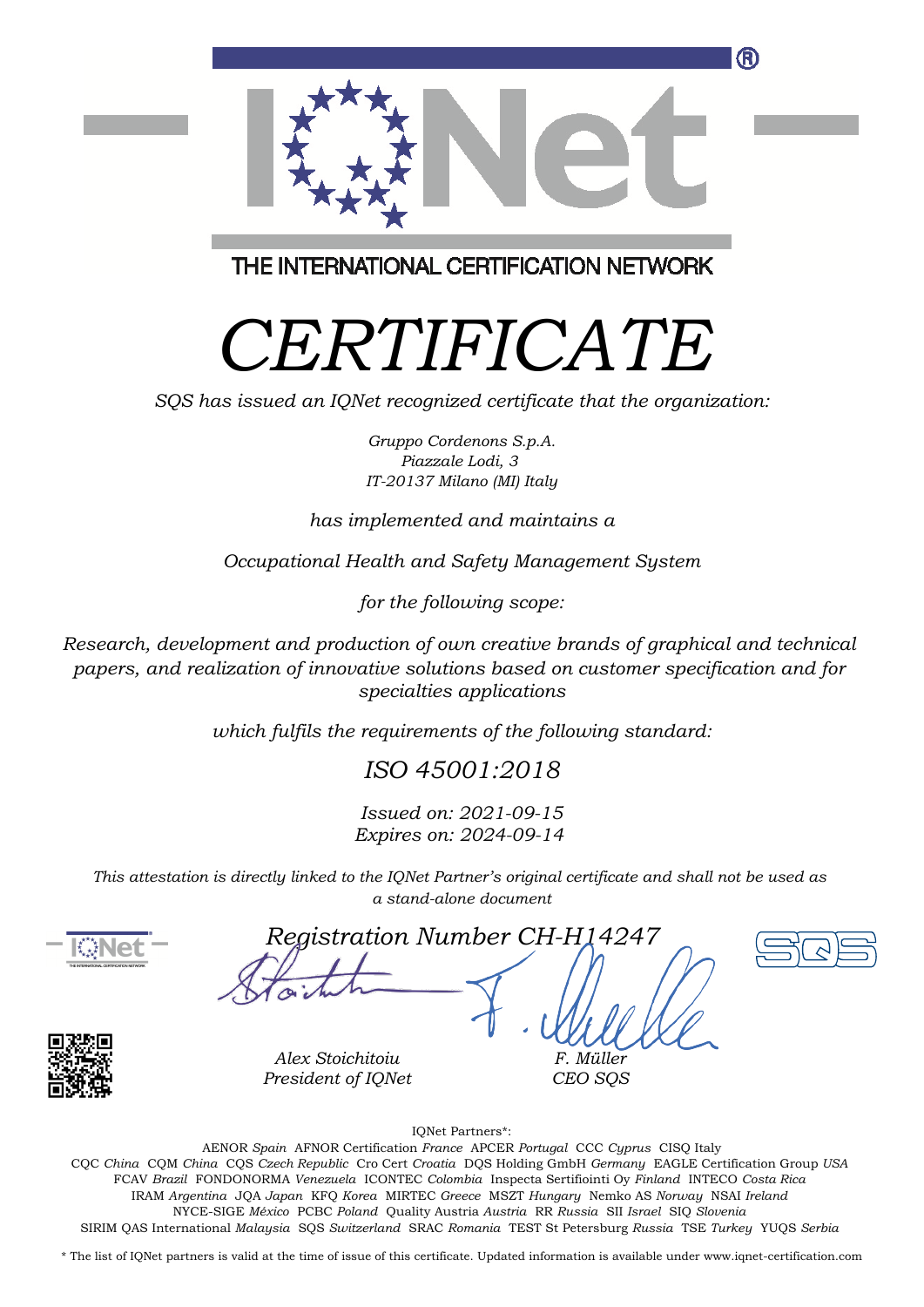THE INTERNATIONAL CERTIFICATION NETWORK

# *CERTIFICATE*

*SQS has issued an IQNet recognized certificate that the organization:*

*Gruppo Cordenons S.p.A.*
*Piazzale Lodi, 3*
*IT-20137 Milano (MI) Italy*

*has implemented and maintains a*

*Occupational Health and Safety Management System*

*for the following scope:*

*Research, development and production of own creative brands of graphical and technical papers, and realization of innovative solutions based on customer specification and for specialties applications*

*which fulfils the requirements of the following standard:*

*ISO 45001:2018*

*Issued on: 2021-09-15*
*Expires on: 2024-09-14*

*This attestation is directly linked to the IQNet Partner's original certificate and shall not be used as a stand-alone document*

*Registration Number CH-H14247*

*Alex Stoichitoiu*
*President of IQNet*

*F. Müller*
*CEO SQS*

IQNet Partners*:

AENOR *Spain* AFNOR Certification *France* APCER *Portugal* CCC *Cyprus* CISQ Italy
CQC *China* CQM *China* CQS *Czech Republic* Cro Cert *Croatia* DQS Holding GmbH *Germany* EAGLE Certification Group *USA*
FCAV *Brazil* FONDONORMA *Venezuela* ICONTEC *Colombia* Inspecta Sertifiointi Oy *Finland* INTECO *Costa Rica*
IRAM *Argentina* JQA *Japan* KFQ *Korea* MIRTEC *Greece* MSZT *Hungary* Nemko AS *Norway* NSAI *Ireland*
NYCE-SIGE *México* PCBC *Poland* Quality Austria *Austria* RR *Russia* SII *Israel* SIQ *Slovenia*
SIRIM QAS International *Malaysia* SQS *Switzerland* SRAC *Romania* TEST St Petersburg *Russia* TSE *Turkey* YUQS *Serbia*

* The list of IQNet partners is valid at the time of issue of this certificate. Updated information is available under www.iqnet-certification.com